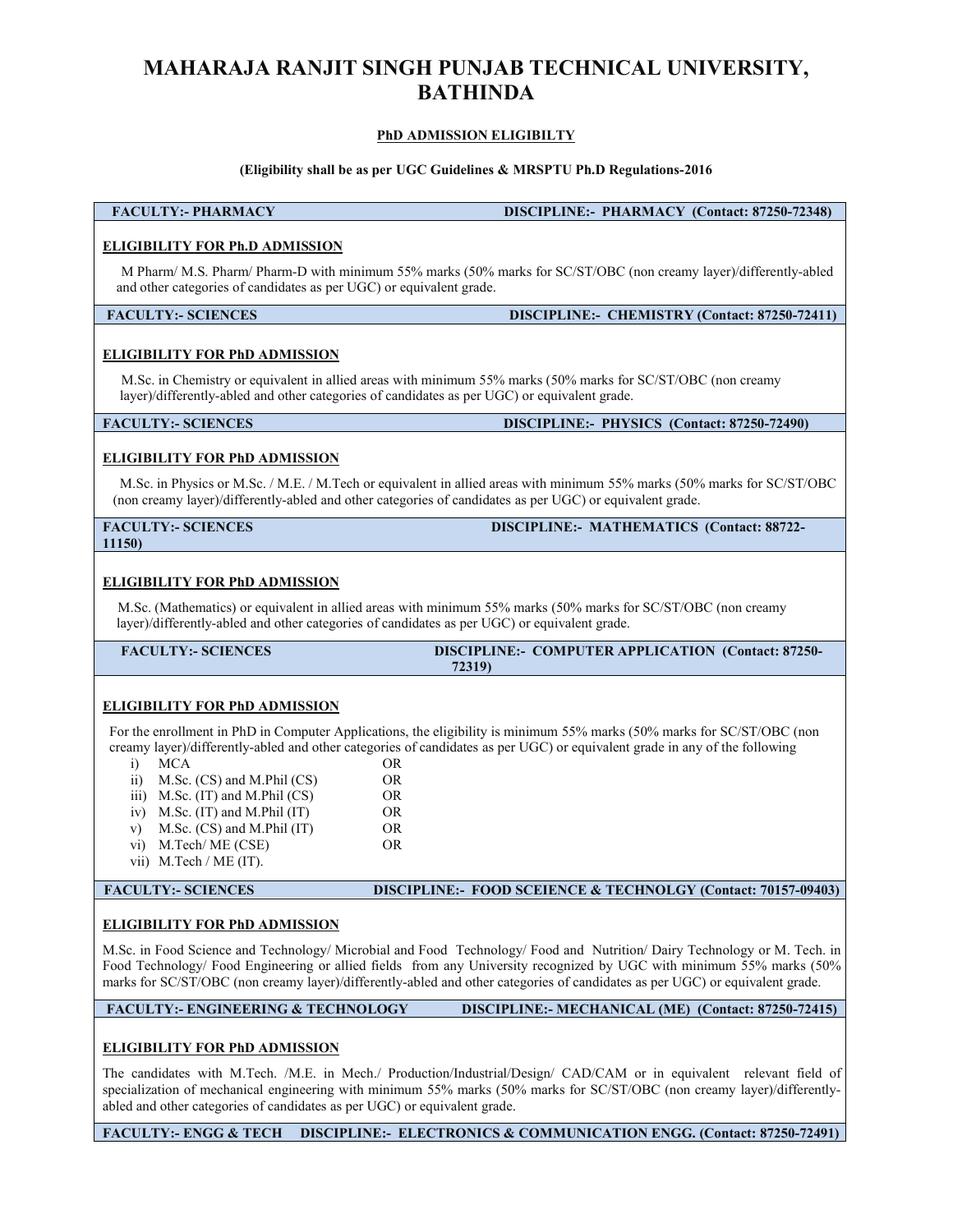# MAHARAJA RANJIT SINGH PUNJAB TECHNICAL UNIVERSITY, BATHINDA

**PhD ADMISSION ELIGIBILTY**

**(Eligibility shall be as per UGC Guidelines & MRSPTU Ph.D Regulations-2016**

**FACULTY:- PHARMACY** **DISCIPLINE:- PHARMACY (Contact: 87250-72348)**

**ELIGIBILITY FOR Ph.D ADMISSION**

M Pharm/ M.S. Pharm/ Pharm-D with minimum 55% marks (50% marks for SC/ST/OBC (non creamy layer)/differently-abled and other categories of candidates as per UGC) or equivalent grade.

**FACULTY:- SCIENCES** **DISCIPLINE:- CHEMISTRY (Contact: 87250-72411)**

**ELIGIBILITY FOR PhD ADMISSION**

M.Sc. in Chemistry or equivalent in allied areas with minimum 55% marks (50% marks for SC/ST/OBC (non creamy layer)/differently-abled and other categories of candidates as per UGC) or equivalent grade.

**FACULTY:- SCIENCES** **DISCIPLINE:- PHYSICS (Contact: 87250-72490)**

**ELIGIBILITY FOR PhD ADMISSION**

M.Sc. in Physics or M.Sc. / M.E. / M.Tech or equivalent in allied areas with minimum 55% marks (50% marks for SC/ST/OBC (non creamy layer)/differently-abled and other categories of candidates as per UGC) or equivalent grade.

**FACULTY:- SCIENCES** **DISCIPLINE:- MATHEMATICS (Contact: 88722-11150)**

**ELIGIBILITY FOR PhD ADMISSION**

M.Sc. (Mathematics) or equivalent in allied areas with minimum 55% marks (50% marks for SC/ST/OBC (non creamy layer)/differently-abled and other categories of candidates as per UGC) or equivalent grade.

**FACULTY:- SCIENCES** **DISCIPLINE:- COMPUTER APPLICATION (Contact: 87250-72319)**

**ELIGIBILITY FOR PhD ADMISSION**

For the enrollment in PhD in Computer Applications, the eligibility is minimum 55% marks (50% marks for SC/ST/OBC (non creamy layer)/differently-abled and other categories of candidates as per UGC) or equivalent grade in any of the following

i) MCA OR
ii) M.Sc. (CS) and M.Phil (CS) OR
iii) M.Sc. (IT) and M.Phil (CS) OR
iv) M.Sc. (IT) and M.Phil (IT) OR
v) M.Sc. (CS) and M.Phil (IT) OR
vi) M.Tech/ ME (CSE) OR
vii) M.Tech / ME (IT).

**FACULTY:- SCIENCES** **DISCIPLINE:- FOOD SCEIENCE & TECHNOLGY (Contact: 70157-09403)**

**ELIGIBILITY FOR PhD ADMISSION**

M.Sc. in Food Science and Technology/ Microbial and Food Technology/ Food and Nutrition/ Dairy Technology or M. Tech. in Food Technology/ Food Engineering or allied fields from any University recognized by UGC with minimum 55% marks (50% marks for SC/ST/OBC (non creamy layer)/differently-abled and other categories of candidates as per UGC) or equivalent grade.

**FACULTY:- ENGINEERING & TECHNOLOGY** **DISCIPLINE:- MECHANICAL (ME) (Contact: 87250-72415)**

**ELIGIBILITY FOR PhD ADMISSION**

The candidates with M.Tech. /M.E. in Mech./ Production/Industrial/Design/ CAD/CAM or in equivalent relevant field of specialization of mechanical engineering with minimum 55% marks (50% marks for SC/ST/OBC (non creamy layer)/differently-abled and other categories of candidates as per UGC) or equivalent grade.

**FACULTY:- ENGG & TECH** **DISCIPLINE:- ELECTRONICS & COMMUNICATION ENGG. (Contact: 87250-72491)**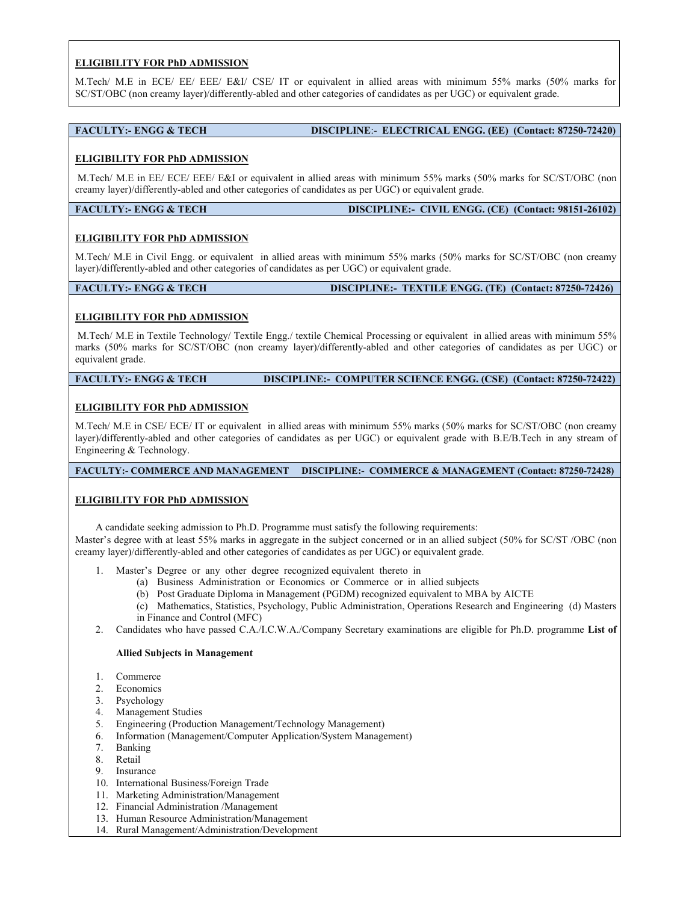**ELIGIBILITY FOR PhD ADMISSION**

M.Tech/ M.E in ECE/ EE/ EEE/ E&I/ CSE/ IT or equivalent in allied areas with minimum 55% marks (50% marks for SC/ST/OBC (non creamy layer)/differently-abled and other categories of candidates as per UGC) or equivalent grade.

**FACULTY:- ENGG & TECH DISCIPLINE:- ELECTRICAL ENGG. (EE) (Contact: 87250-72420)**

**ELIGIBILITY FOR PhD ADMISSION**

M.Tech/ M.E in EE/ ECE/ EEE/ E&I or equivalent in allied areas with minimum 55% marks (50% marks for SC/ST/OBC (non creamy layer)/differently-abled and other categories of candidates as per UGC) or equivalent grade.

**FACULTY:- ENGG & TECH DISCIPLINE:- CIVIL ENGG. (CE) (Contact: 98151-26102)**

**ELIGIBILITY FOR PhD ADMISSION**

M.Tech/ M.E in Civil Engg. or equivalent in allied areas with minimum 55% marks (50% marks for SC/ST/OBC (non creamy layer)/differently-abled and other categories of candidates as per UGC) or equivalent grade.

**FACULTY:- ENGG & TECH DISCIPLINE:- TEXTILE ENGG. (TE) (Contact: 87250-72426)**

**ELIGIBILITY FOR PhD ADMISSION**

M.Tech/ M.E in Textile Technology/ Textile Engg./ textile Chemical Processing or equivalent in allied areas with minimum 55% marks (50% marks for SC/ST/OBC (non creamy layer)/differently-abled and other categories of candidates as per UGC) or equivalent grade.

**FACULTY:- ENGG & TECH DISCIPLINE:- COMPUTER SCIENCE ENGG. (CSE) (Contact: 87250-72422)**

**ELIGIBILITY FOR PhD ADMISSION**

M.Tech/ M.E in CSE/ ECE/ IT or equivalent in allied areas with minimum 55% marks (50% marks for SC/ST/OBC (non creamy layer)/differently-abled and other categories of candidates as per UGC) or equivalent grade with B.E/B.Tech in any stream of Engineering & Technology.

**FACULTY:- COMMERCE AND MANAGEMENT DISCIPLINE:- COMMERCE & MANAGEMENT (Contact: 87250-72428)**

**ELIGIBILITY FOR PhD ADMISSION**

A candidate seeking admission to Ph.D. Programme must satisfy the following requirements:
Master's degree with at least 55% marks in aggregate in the subject concerned or in an allied subject (50% for SC/ST /OBC (non creamy layer)/differently-abled and other categories of candidates as per UGC) or equivalent grade.

1. Master's Degree or any other degree recognized equivalent thereto in
   (a) Business Administration or Economics or Commerce or in allied subjects
   (b) Post Graduate Diploma in Management (PGDM) recognized equivalent to MBA by AICTE
   (c) Mathematics, Statistics, Psychology, Public Administration, Operations Research and Engineering (d) Masters in Finance and Control (MFC)
2. Candidates who have passed C.A./I.C.W.A./Company Secretary examinations are eligible for Ph.D. programme **List of**

   **Allied Subjects in Management**

1. Commerce
2. Economics
3. Psychology
4. Management Studies
5. Engineering (Production Management/Technology Management)
6. Information (Management/Computer Application/System Management)
7. Banking
8. Retail
9. Insurance
10. International Business/Foreign Trade
11. Marketing Administration/Management
12. Financial Administration /Management
13. Human Resource Administration/Management
14. Rural Management/Administration/Development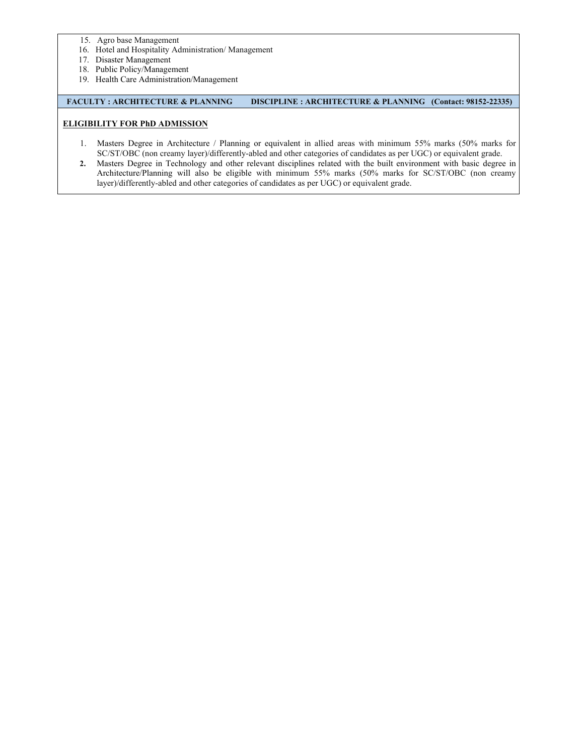15. Agro base Management
16. Hotel and Hospitality Administration/ Management
17. Disaster Management
18. Public Policy/Management
19. Health Care Administration/Management

**FACULTY : ARCHITECTURE & PLANNING DISCIPLINE : ARCHITECTURE & PLANNING (Contact: 98152-22335)**

**ELIGIBILITY FOR PhD ADMISSION**

1. Masters Degree in Architecture / Planning or equivalent in allied areas with minimum 55% marks (50% marks for SC/ST/OBC (non creamy layer)/differently-abled and other categories of candidates as per UGC) or equivalent grade.
2. Masters Degree in Technology and other relevant disciplines related with the built environment with basic degree in Architecture/Planning will also be eligible with minimum 55% marks (50% marks for SC/ST/OBC (non creamy layer)/differently-abled and other categories of candidates as per UGC) or equivalent grade.